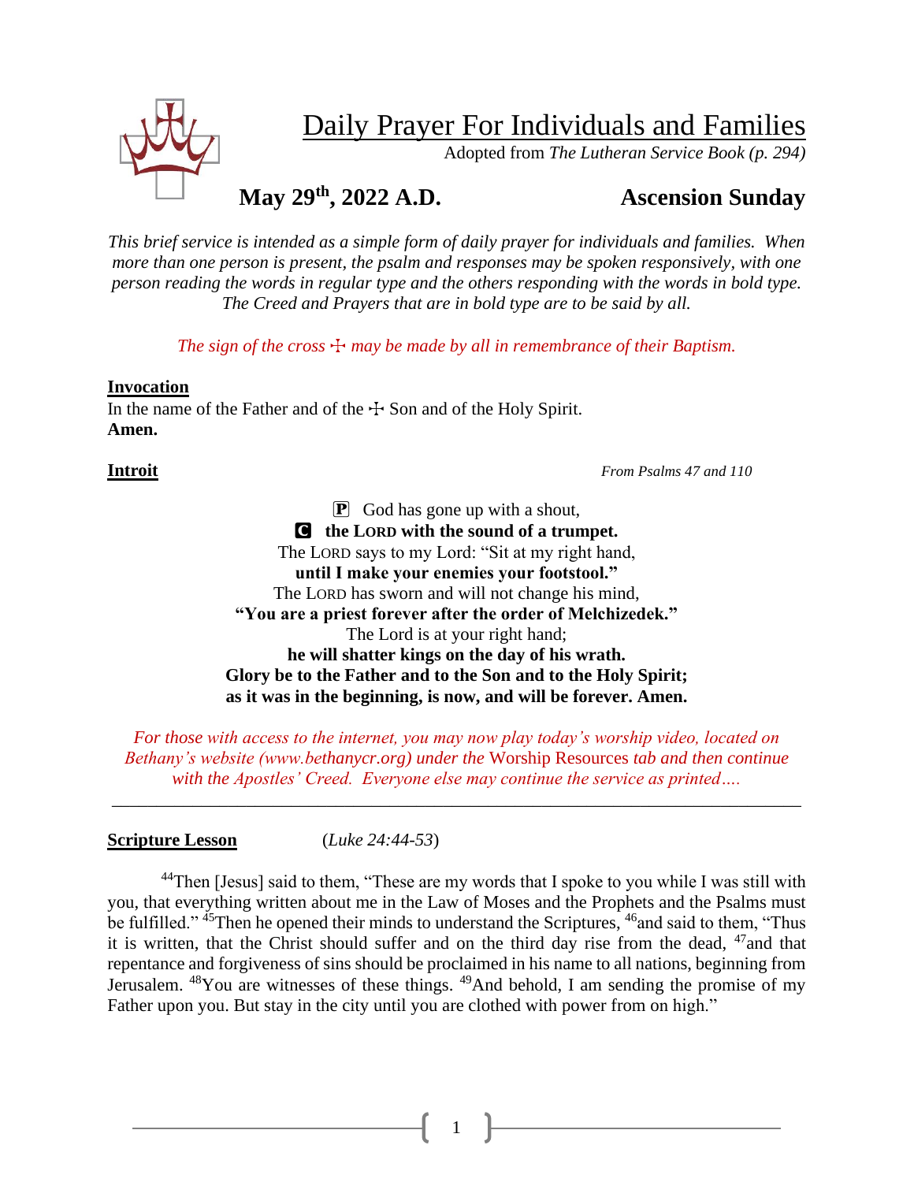# Daily Prayer For Individuals and Families

Adopted from *The Lutheran Service Book (p. 294)*

**May 29th, 2022 A.D.** **Ascension Sunday**

*This brief service is intended as a simple form of daily prayer for individuals and families. When more than one person is present, the psalm and responses may be spoken responsively, with one person reading the words in regular type and the others responding with the words in bold type. The Creed and Prayers that are in bold type are to be said by all.*

*The sign of the cross ☩ may be made by all in remembrance of their Baptism.*

**Invocation**

In the name of the Father and of the ☩ Son and of the Holy Spirit.
**Amen.**

**Introit** *From Psalms 47 and 110*

P God has gone up with a shout,
C **the LORD with the sound of a trumpet.**
The LORD says to my Lord: "Sit at my right hand,
**until I make your enemies your footstool."**
The LORD has sworn and will not change his mind,
**"You are a priest forever after the order of Melchizedek."**
The Lord is at your right hand;
**he will shatter kings on the day of his wrath.**
**Glory be to the Father and to the Son and to the Holy Spirit;**
**as it was in the beginning, is now, and will be forever. Amen.**

*For those with access to the internet, you may now play today's worship video, located on Bethany's website (www.bethanycr.org) under the* Worship Resources *tab and then continue with the Apostles' Creed. Everyone else may continue the service as printed….*

---

**Scripture Lesson** (*Luke 24:44-53*)

[44]Then [Jesus] said to them, "These are my words that I spoke to you while I was still with you, that everything written about me in the Law of Moses and the Prophets and the Psalms must be fulfilled." [45]Then he opened their minds to understand the Scriptures, [46]and said to them, "Thus it is written, that the Christ should suffer and on the third day rise from the dead, [47]and that repentance and forgiveness of sins should be proclaimed in his name to all nations, beginning from Jerusalem. [48]You are witnesses of these things. [49]And behold, I am sending the promise of my Father upon you. But stay in the city until you are clothed with power from on high."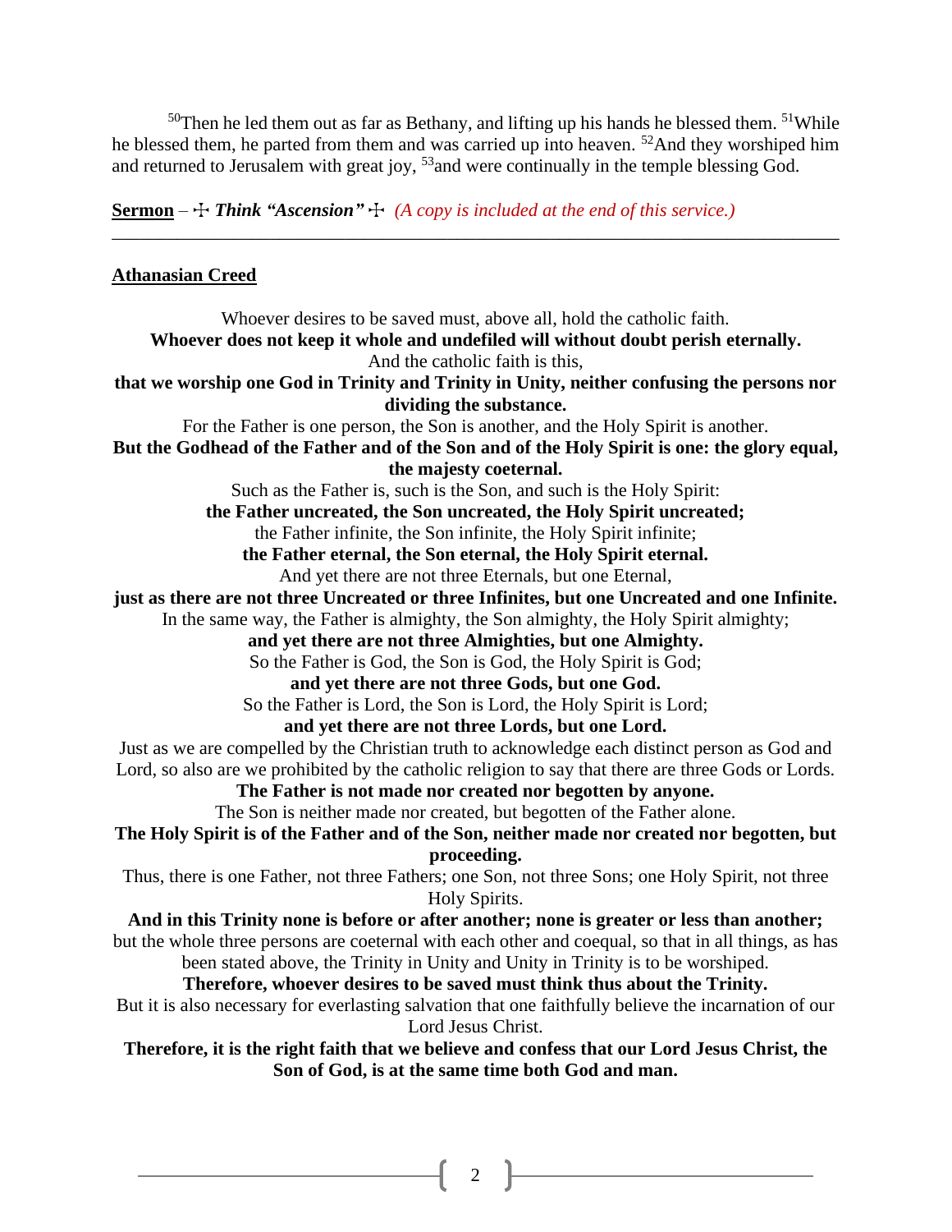[50]Then he led them out as far as Bethany, and lifting up his hands he blessed them. [51]While he blessed them, he parted from them and was carried up into heaven. [52]And they worshiped him and returned to Jerusalem with great joy, [53]and were continually in the temple blessing God.

**Sermon** – ☩ ***Think "Ascension"*** ☩ *(A copy is included at the end of this service.)*

---

## Athanasian Creed

Whoever desires to be saved must, above all, hold the catholic faith.

**Whoever does not keep it whole and undefiled will without doubt perish eternally.**

And the catholic faith is this,

**that we worship one God in Trinity and Trinity in Unity, neither confusing the persons nor dividing the substance.**

For the Father is one person, the Son is another, and the Holy Spirit is another.

**But the Godhead of the Father and of the Son and of the Holy Spirit is one: the glory equal, the majesty coeternal.**

Such as the Father is, such is the Son, and such is the Holy Spirit:

**the Father uncreated, the Son uncreated, the Holy Spirit uncreated;**

the Father infinite, the Son infinite, the Holy Spirit infinite;

**the Father eternal, the Son eternal, the Holy Spirit eternal.**

And yet there are not three Eternals, but one Eternal,

**just as there are not three Uncreated or three Infinites, but one Uncreated and one Infinite.**

In the same way, the Father is almighty, the Son almighty, the Holy Spirit almighty;

**and yet there are not three Almighties, but one Almighty.**

So the Father is God, the Son is God, the Holy Spirit is God;

**and yet there are not three Gods, but one God.**

So the Father is Lord, the Son is Lord, the Holy Spirit is Lord;

**and yet there are not three Lords, but one Lord.**

Just as we are compelled by the Christian truth to acknowledge each distinct person as God and Lord, so also are we prohibited by the catholic religion to say that there are three Gods or Lords.

**The Father is not made nor created nor begotten by anyone.**

The Son is neither made nor created, but begotten of the Father alone.

**The Holy Spirit is of the Father and of the Son, neither made nor created nor begotten, but proceeding.**

Thus, there is one Father, not three Fathers; one Son, not three Sons; one Holy Spirit, not three Holy Spirits.

**And in this Trinity none is before or after another; none is greater or less than another;**

but the whole three persons are coeternal with each other and coequal, so that in all things, as has been stated above, the Trinity in Unity and Unity in Trinity is to be worshiped.

**Therefore, whoever desires to be saved must think thus about the Trinity.**

But it is also necessary for everlasting salvation that one faithfully believe the incarnation of our Lord Jesus Christ.

**Therefore, it is the right faith that we believe and confess that our Lord Jesus Christ, the Son of God, is at the same time both God and man.**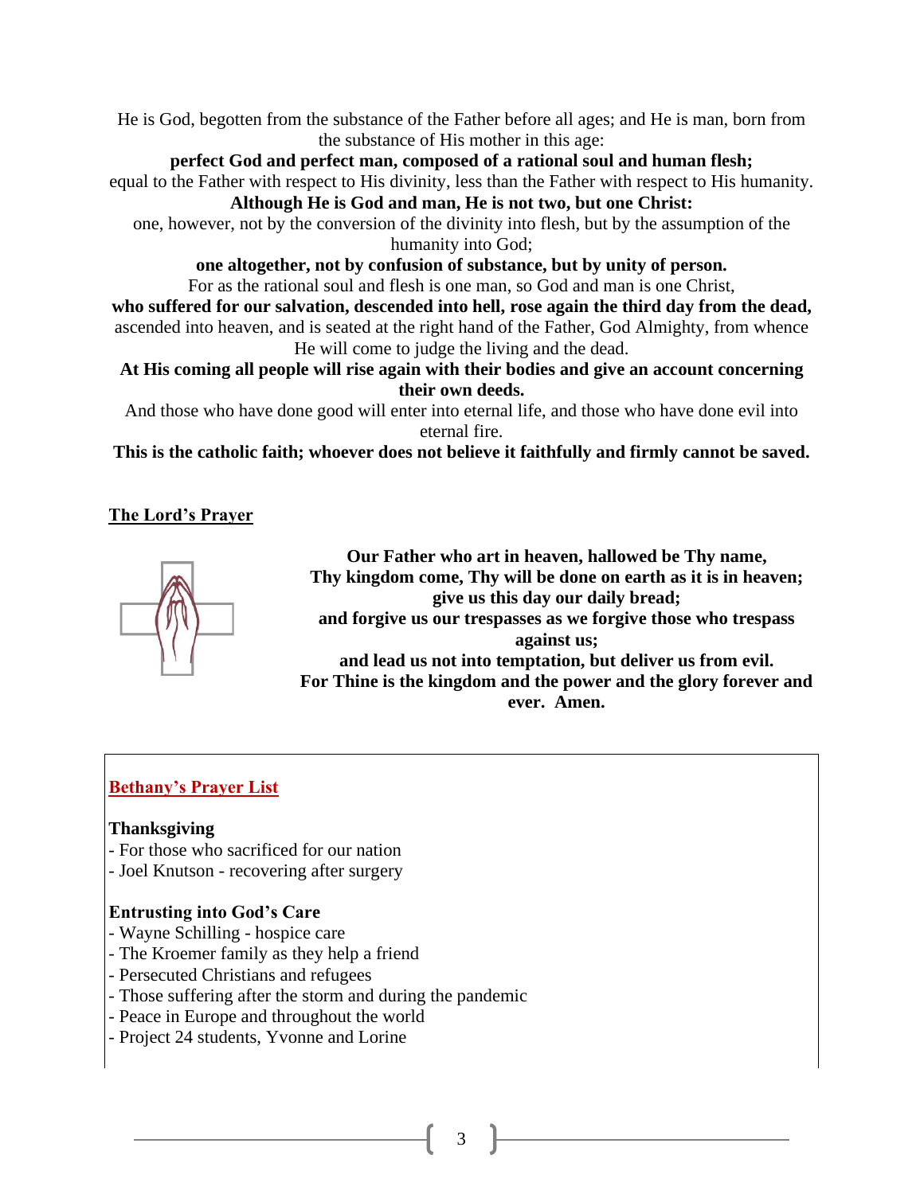He is God, begotten from the substance of the Father before all ages; and He is man, born from the substance of His mother in this age:

**perfect God and perfect man, composed of a rational soul and human flesh;**

equal to the Father with respect to His divinity, less than the Father with respect to His humanity.

**Although He is God and man, He is not two, but one Christ:**

one, however, not by the conversion of the divinity into flesh, but by the assumption of the humanity into God;

**one altogether, not by confusion of substance, but by unity of person.**

For as the rational soul and flesh is one man, so God and man is one Christ,

**who suffered for our salvation, descended into hell, rose again the third day from the dead,**

ascended into heaven, and is seated at the right hand of the Father, God Almighty, from whence He will come to judge the living and the dead.

**At His coming all people will rise again with their bodies and give an account concerning their own deeds.**

And those who have done good will enter into eternal life, and those who have done evil into eternal fire.

**This is the catholic faith; whoever does not believe it faithfully and firmly cannot be saved.**

## The Lord's Prayer

**Our Father who art in heaven, hallowed be Thy name,**
**Thy kingdom come, Thy will be done on earth as it is in heaven;**
**give us this day our daily bread;**
**and forgive us our trespasses as we forgive those who trespass against us;**
**and lead us not into temptation, but deliver us from evil.**
**For Thine is the kingdom and the power and the glory forever and ever. Amen.**

## Bethany's Prayer List

**Thanksgiving**

- For those who sacrificed for our nation
- Joel Knutson - recovering after surgery

**Entrusting into God's Care**

- Wayne Schilling - hospice care
- The Kroemer family as they help a friend
- Persecuted Christians and refugees
- Those suffering after the storm and during the pandemic
- Peace in Europe and throughout the world
- Project 24 students, Yvonne and Lorine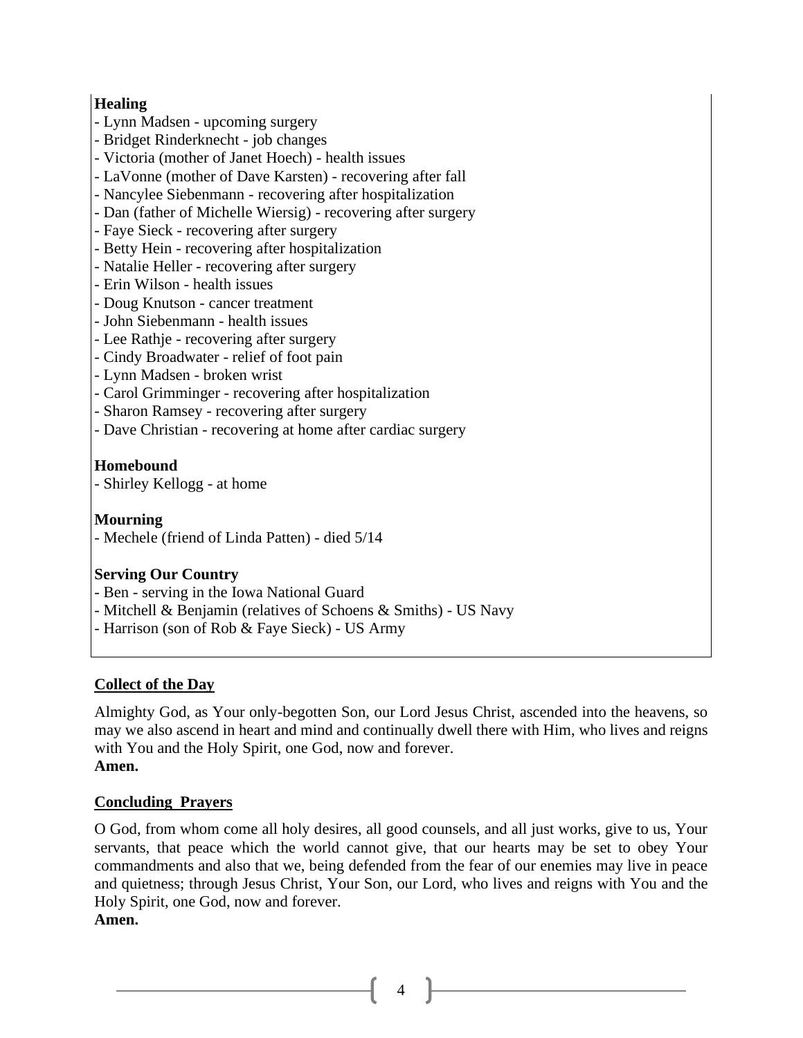**Healing**

- Lynn Madsen - upcoming surgery
- Bridget Rinderknecht - job changes
- Victoria (mother of Janet Hoech) - health issues
- LaVonne (mother of Dave Karsten) - recovering after fall
- Nancylee Siebenmann - recovering after hospitalization
- Dan (father of Michelle Wiersig) - recovering after surgery
- Faye Sieck - recovering after surgery
- Betty Hein - recovering after hospitalization
- Natalie Heller - recovering after surgery
- Erin Wilson - health issues
- Doug Knutson - cancer treatment
- John Siebenmann - health issues
- Lee Rathje - recovering after surgery
- Cindy Broadwater - relief of foot pain
- Lynn Madsen - broken wrist
- Carol Grimminger - recovering after hospitalization
- Sharon Ramsey - recovering after surgery
- Dave Christian - recovering at home after cardiac surgery

**Homebound**

- Shirley Kellogg - at home

**Mourning**

- Mechele (friend of Linda Patten) - died 5/14

**Serving Our Country**

- Ben - serving in the Iowa National Guard
- Mitchell & Benjamin (relatives of Schoens & Smiths) - US Navy
- Harrison (son of Rob & Faye Sieck) - US Army

**Collect of the Day**

Almighty God, as Your only-begotten Son, our Lord Jesus Christ, ascended into the heavens, so may we also ascend in heart and mind and continually dwell there with Him, who lives and reigns with You and the Holy Spirit, one God, now and forever.
**Amen.**

**Concluding Prayers**

O God, from whom come all holy desires, all good counsels, and all just works, give to us, Your servants, that peace which the world cannot give, that our hearts may be set to obey Your commandments and also that we, being defended from the fear of our enemies may live in peace and quietness; through Jesus Christ, Your Son, our Lord, who lives and reigns with You and the Holy Spirit, one God, now and forever.
**Amen.**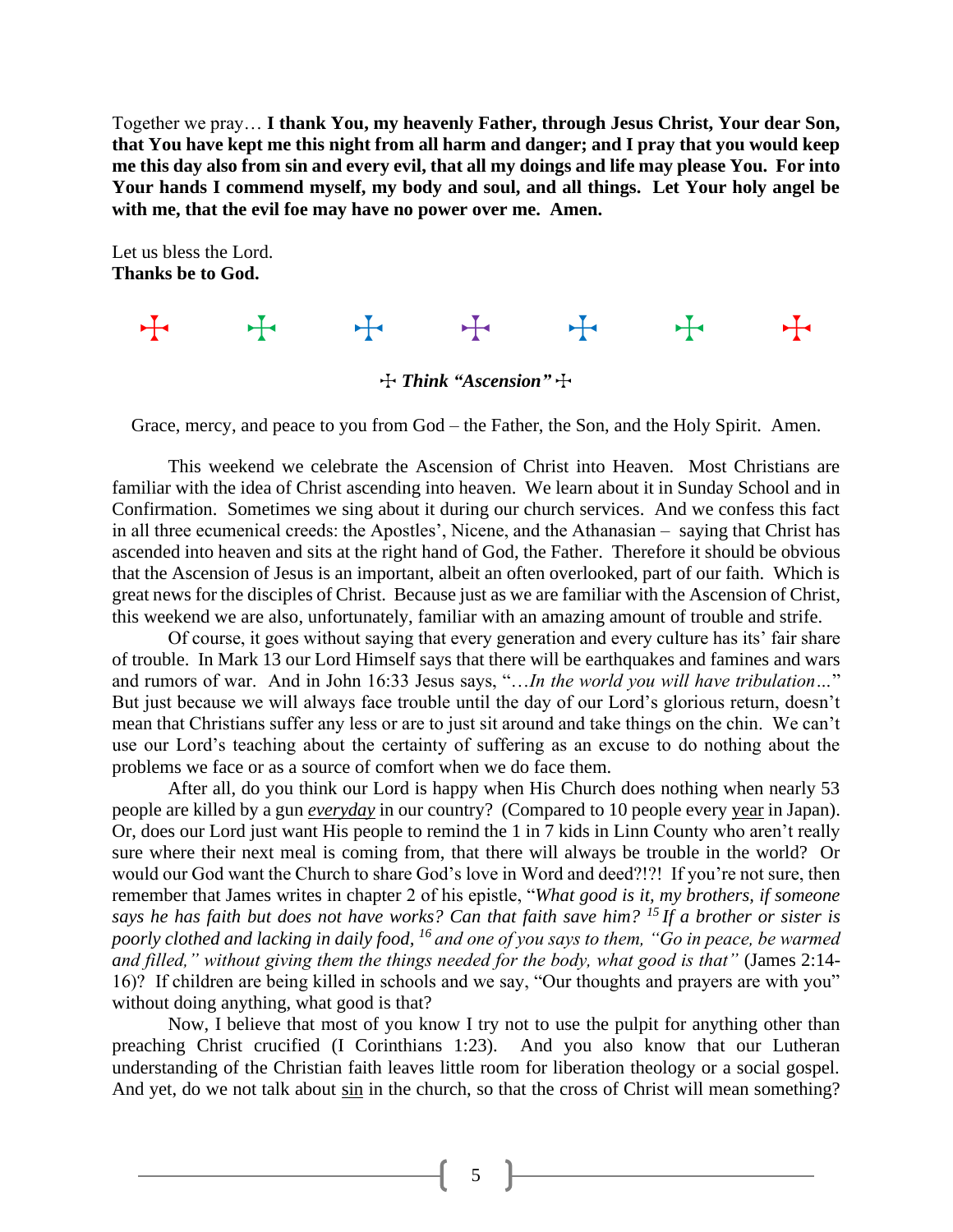Together we pray… **I thank You, my heavenly Father, through Jesus Christ, Your dear Son, that You have kept me this night from all harm and danger; and I pray that you would keep me this day also from sin and every evil, that all my doings and life may please You. For into Your hands I commend myself, my body and soul, and all things. Let Your holy angel be with me, that the evil foe may have no power over me. Amen.**

Let us bless the Lord.
**Thanks be to God.**

☩ ☩ ☩ ☩ ☩ ☩ ☩

☩ ***Think "Ascension"*** ☩

Grace, mercy, and peace to you from God – the Father, the Son, and the Holy Spirit. Amen.

This weekend we celebrate the Ascension of Christ into Heaven. Most Christians are familiar with the idea of Christ ascending into heaven. We learn about it in Sunday School and in Confirmation. Sometimes we sing about it during our church services. And we confess this fact in all three ecumenical creeds: the Apostles', Nicene, and the Athanasian – saying that Christ has ascended into heaven and sits at the right hand of God, the Father. Therefore it should be obvious that the Ascension of Jesus is an important, albeit an often overlooked, part of our faith. Which is great news for the disciples of Christ. Because just as we are familiar with the Ascension of Christ, this weekend we are also, unfortunately, familiar with an amazing amount of trouble and strife.

Of course, it goes without saying that every generation and every culture has its' fair share of trouble. In Mark 13 our Lord Himself says that there will be earthquakes and famines and wars and rumors of war. And in John 16:33 Jesus says, "…*In the world you will have tribulation…*" But just because we will always face trouble until the day of our Lord's glorious return, doesn't mean that Christians suffer any less or are to just sit around and take things on the chin. We can't use our Lord's teaching about the certainty of suffering as an excuse to do nothing about the problems we face or as a source of comfort when we do face them.

After all, do you think our Lord is happy when His Church does nothing when nearly 53 people are killed by a gun ***everyday*** in our country? (Compared to 10 people every year in Japan). Or, does our Lord just want His people to remind the 1 in 7 kids in Linn County who aren't really sure where their next meal is coming from, that there will always be trouble in the world? Or would our God want the Church to share God's love in Word and deed?!?! If you're not sure, then remember that James writes in chapter 2 of his epistle, "*What good is it, my brothers, if someone says he has faith but does not have works? Can that faith save him? [15] If a brother or sister is poorly clothed and lacking in daily food, [16] and one of you says to them, "Go in peace, be warmed and filled," without giving them the things needed for the body, what good is that"* (James 2:14-16)? If children are being killed in schools and we say, "Our thoughts and prayers are with you" without doing anything, what good is that?

Now, I believe that most of you know I try not to use the pulpit for anything other than preaching Christ crucified (I Corinthians 1:23). And you also know that our Lutheran understanding of the Christian faith leaves little room for liberation theology or a social gospel. And yet, do we not talk about sin in the church, so that the cross of Christ will mean something?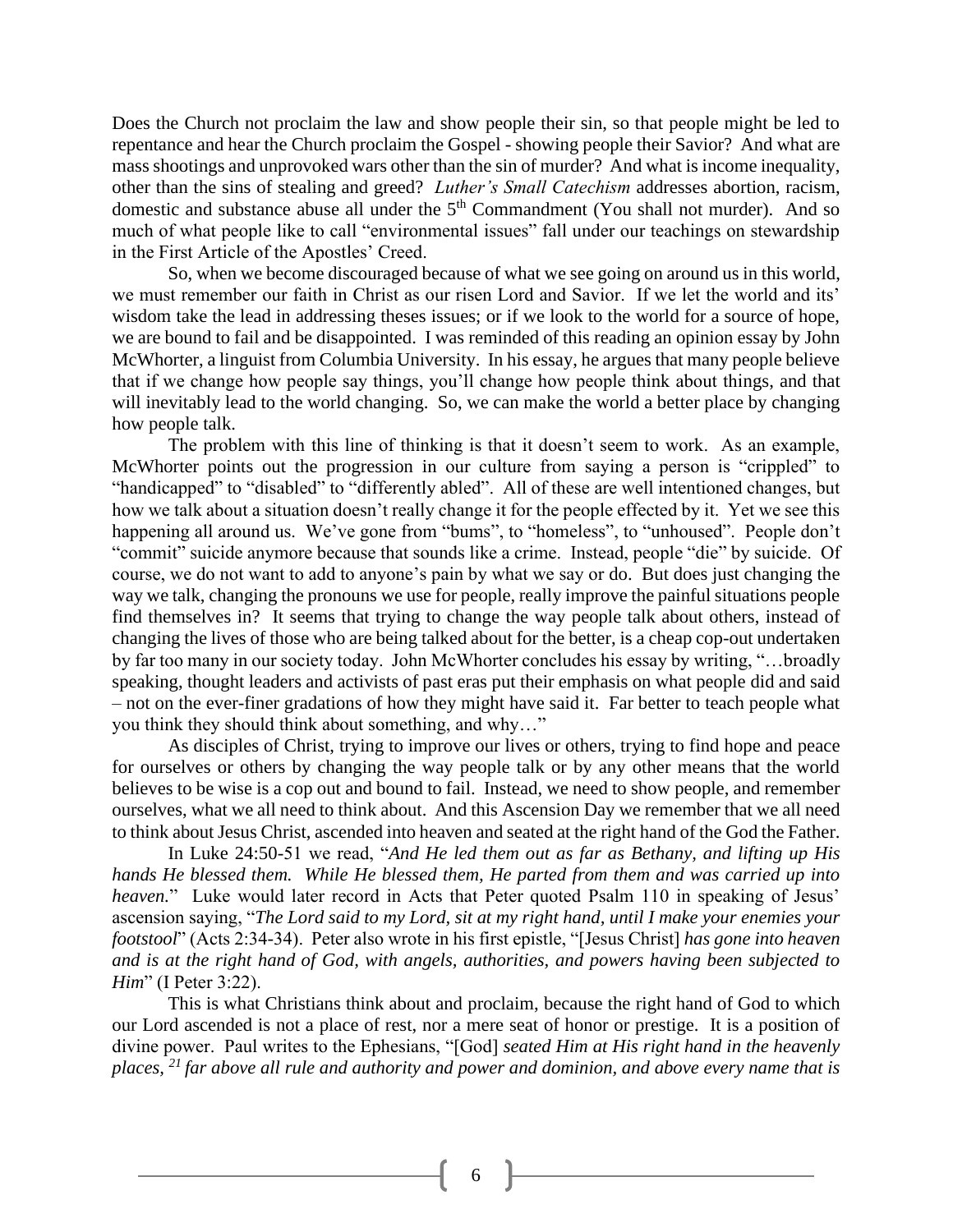Does the Church not proclaim the law and show people their sin, so that people might be led to repentance and hear the Church proclaim the Gospel - showing people their Savior? And what are mass shootings and unprovoked wars other than the sin of murder? And what is income inequality, other than the sins of stealing and greed? *Luther's Small Catechism* addresses abortion, racism, domestic and substance abuse all under the 5th Commandment (You shall not murder). And so much of what people like to call "environmental issues" fall under our teachings on stewardship in the First Article of the Apostles' Creed.

So, when we become discouraged because of what we see going on around us in this world, we must remember our faith in Christ as our risen Lord and Savior. If we let the world and its' wisdom take the lead in addressing theses issues; or if we look to the world for a source of hope, we are bound to fail and be disappointed. I was reminded of this reading an opinion essay by John McWhorter, a linguist from Columbia University. In his essay, he argues that many people believe that if we change how people say things, you'll change how people think about things, and that will inevitably lead to the world changing. So, we can make the world a better place by changing how people talk.

The problem with this line of thinking is that it doesn't seem to work. As an example, McWhorter points out the progression in our culture from saying a person is "crippled" to "handicapped" to "disabled" to "differently abled". All of these are well intentioned changes, but how we talk about a situation doesn't really change it for the people effected by it. Yet we see this happening all around us. We've gone from "bums", to "homeless", to "unhoused". People don't "commit" suicide anymore because that sounds like a crime. Instead, people "die" by suicide. Of course, we do not want to add to anyone's pain by what we say or do. But does just changing the way we talk, changing the pronouns we use for people, really improve the painful situations people find themselves in? It seems that trying to change the way people talk about others, instead of changing the lives of those who are being talked about for the better, is a cheap cop-out undertaken by far too many in our society today. John McWhorter concludes his essay by writing, "…broadly speaking, thought leaders and activists of past eras put their emphasis on what people did and said – not on the ever-finer gradations of how they might have said it. Far better to teach people what you think they should think about something, and why…"

As disciples of Christ, trying to improve our lives or others, trying to find hope and peace for ourselves or others by changing the way people talk or by any other means that the world believes to be wise is a cop out and bound to fail. Instead, we need to show people, and remember ourselves, what we all need to think about. And this Ascension Day we remember that we all need to think about Jesus Christ, ascended into heaven and seated at the right hand of the God the Father.

In Luke 24:50-51 we read, "*And He led them out as far as Bethany, and lifting up His hands He blessed them. While He blessed them, He parted from them and was carried up into heaven.*" Luke would later record in Acts that Peter quoted Psalm 110 in speaking of Jesus' ascension saying, "*The Lord said to my Lord, sit at my right hand, until I make your enemies your footstool*" (Acts 2:34-34). Peter also wrote in his first epistle, "[Jesus Christ] *has gone into heaven and is at the right hand of God, with angels, authorities, and powers having been subjected to Him*" (I Peter 3:22).

This is what Christians think about and proclaim, because the right hand of God to which our Lord ascended is not a place of rest, nor a mere seat of honor or prestige. It is a position of divine power. Paul writes to the Ephesians, "[God] *seated Him at His right hand in the heavenly places, [21] far above all rule and authority and power and dominion, and above every name that is*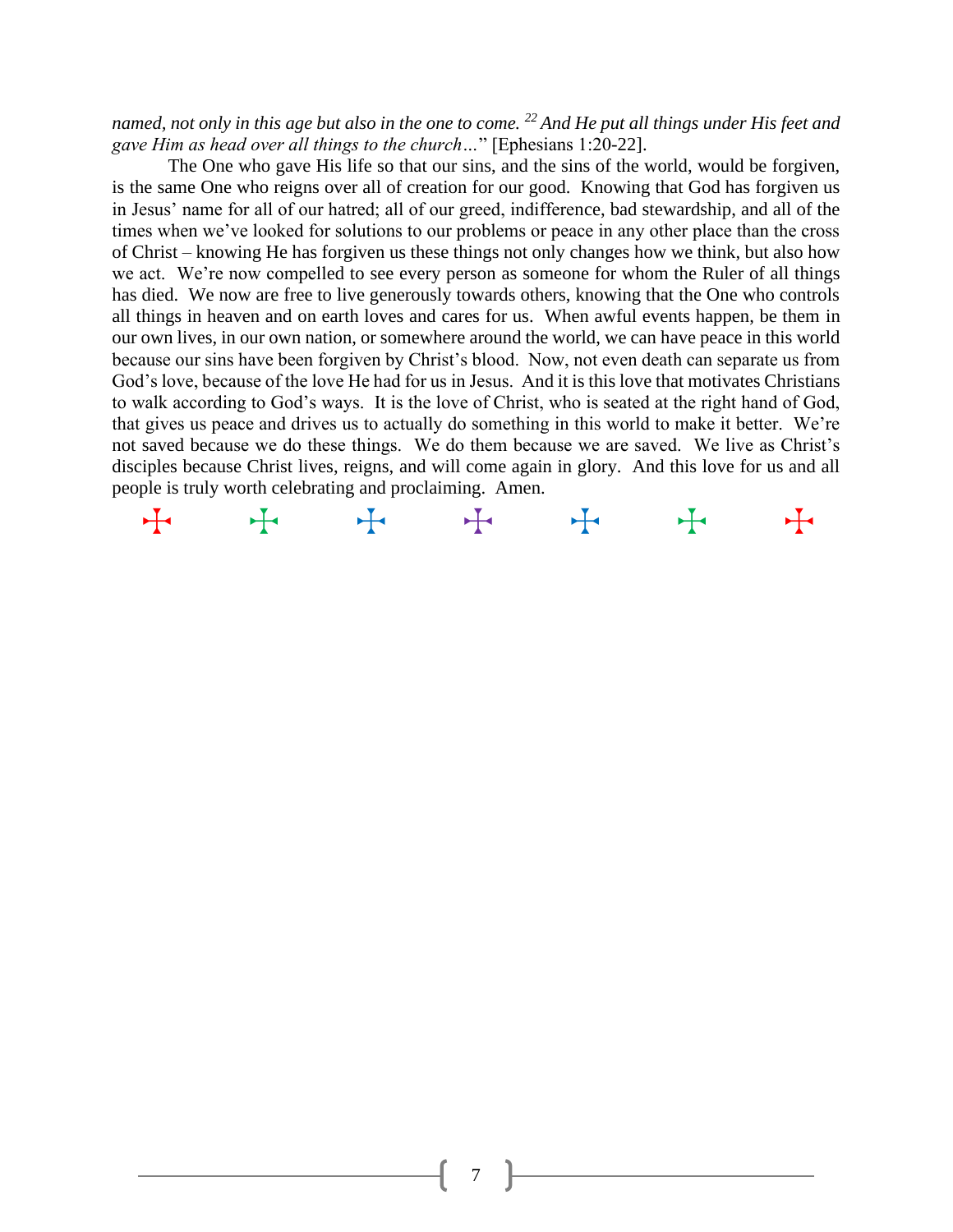*named, not only in this age but also in the one to come.* [22] *And He put all things under His feet and gave Him as head over all things to the church…*" [Ephesians 1:20-22].

The One who gave His life so that our sins, and the sins of the world, would be forgiven, is the same One who reigns over all of creation for our good. Knowing that God has forgiven us in Jesus' name for all of our hatred; all of our greed, indifference, bad stewardship, and all of the times when we've looked for solutions to our problems or peace in any other place than the cross of Christ – knowing He has forgiven us these things not only changes how we think, but also how we act. We're now compelled to see every person as someone for whom the Ruler of all things has died. We now are free to live generously towards others, knowing that the One who controls all things in heaven and on earth loves and cares for us. When awful events happen, be them in our own lives, in our own nation, or somewhere around the world, we can have peace in this world because our sins have been forgiven by Christ's blood. Now, not even death can separate us from God's love, because of the love He had for us in Jesus. And it is this love that motivates Christians to walk according to God's ways. It is the love of Christ, who is seated at the right hand of God, that gives us peace and drives us to actually do something in this world to make it better. We're not saved because we do these things. We do them because we are saved. We live as Christ's disciples because Christ lives, reigns, and will come again in glory. And this love for us and all people is truly worth celebrating and proclaiming. Amen.